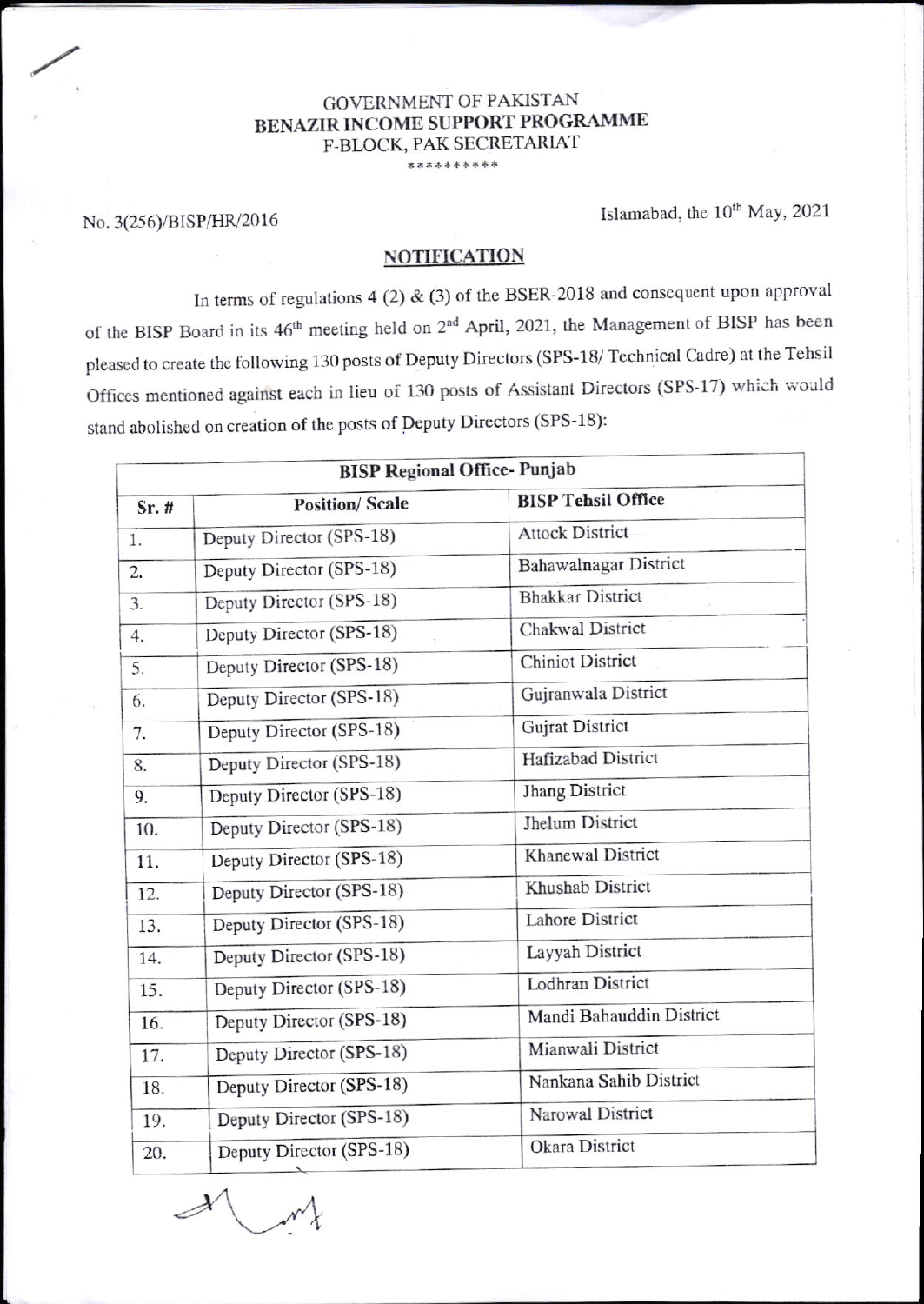GOVERNMENT OF PAKISTAN
**BENAZIR INCOME SUPPORT PROGRAMME**
F-BLOCK, PAK SECRETARIAT
**********

No. 3(256)/BISP/HR/2016

Islamabad, the 10th May, 2021

## NOTIFICATION

In terms of regulations 4 (2) & (3) of the BSER-2018 and consequent upon approval of the BISP Board in its 46th meeting held on 2nd April, 2021, the Management of BISP has been pleased to create the following 130 posts of Deputy Directors (SPS-18/ Technical Cadre) at the Tehsil Offices mentioned against each in lieu of 130 posts of Assistant Directors (SPS-17) which would stand abolished on creation of the posts of Deputy Directors (SPS-18):

| **BISP Regional Office- Punjab** | | |
|---|---|---|
| **Sr. #** | **Position/ Scale** | **BISP Tehsil Office** |
| 1. | Deputy Director (SPS-18) | Attock District |
| 2. | Deputy Director (SPS-18) | Bahawalnagar District |
| 3. | Deputy Director (SPS-18) | Bhakkar District |
| 4. | Deputy Director (SPS-18) | Chakwal District |
| 5. | Deputy Director (SPS-18) | Chiniot District |
| 6. | Deputy Director (SPS-18) | Gujranwala District |
| 7. | Deputy Director (SPS-18) | Gujrat District |
| 8. | Deputy Director (SPS-18) | Hafizabad District |
| 9. | Deputy Director (SPS-18) | Jhang District |
| 10. | Deputy Director (SPS-18) | Jhelum District |
| 11. | Deputy Director (SPS-18) | Khanewal District |
| 12. | Deputy Director (SPS-18) | Khushab District |
| 13. | Deputy Director (SPS-18) | Lahore District |
| 14. | Deputy Director (SPS-18) | Layyah District |
| 15. | Deputy Director (SPS-18) | Lodhran District |
| 16. | Deputy Director (SPS-18) | Mandi Bahauddin District |
| 17. | Deputy Director (SPS-18) | Mianwali District |
| 18. | Deputy Director (SPS-18) | Nankana Sahib District |
| 19. | Deputy Director (SPS-18) | Narowal District |
| 20. | Deputy Director (SPS-18) | Okara District |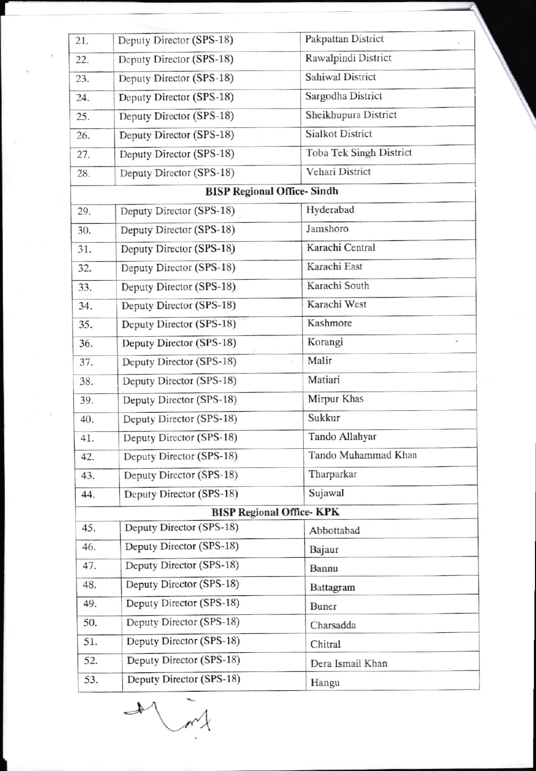| | | |
|---|---|---|
| 21. | Deputy Director (SPS-18) | Pakpattan District |
| 22. | Deputy Director (SPS-18) | Rawalpindi District |
| 23. | Deputy Director (SPS-18) | Sahiwal District |
| 24. | Deputy Director (SPS-18) | Sargodha District |
| 25. | Deputy Director (SPS-18) | Sheikhupura District |
| 26. | Deputy Director (SPS-18) | Sialkot District |
| 27. | Deputy Director (SPS-18) | Toba Tek Singh District |
| 28. | Deputy Director (SPS-18) | Vehari District |
| **BISP Regional Office- Sindh** | | |
| 29. | Deputy Director (SPS-18) | Hyderabad |
| 30. | Deputy Director (SPS-18) | Jamshoro |
| 31. | Deputy Director (SPS-18) | Karachi Central |
| 32. | Deputy Director (SPS-18) | Karachi East |
| 33. | Deputy Director (SPS-18) | Karachi South |
| 34. | Deputy Director (SPS-18) | Karachi West |
| 35. | Deputy Director (SPS-18) | Kashmore |
| 36. | Deputy Director (SPS-18) | Korangi |
| 37. | Deputy Director (SPS-18) | Malir |
| 38. | Deputy Director (SPS-18) | Matiari |
| 39. | Deputy Director (SPS-18) | Mirpur Khas |
| 40. | Deputy Director (SPS-18) | Sukkur |
| 41. | Deputy Director (SPS-18) | Tando Allahyar |
| 42. | Deputy Director (SPS-18) | Tando Muhammad Khan |
| 43. | Deputy Director (SPS-18) | Tharparkar |
| 44. | Deputy Director (SPS-18) | Sujawal |
| **BISP Regional Office- KPK** | | |
| 45. | Deputy Director (SPS-18) | Abbottabad |
| 46. | Deputy Director (SPS-18) | Bajaur |
| 47. | Deputy Director (SPS-18) | Bannu |
| 48. | Deputy Director (SPS-18) | Battagram |
| 49. | Deputy Director (SPS-18) | Buner |
| 50. | Deputy Director (SPS-18) | Charsadda |
| 51. | Deputy Director (SPS-18) | Chitral |
| 52. | Deputy Director (SPS-18) | Dera Ismail Khan |
| 53. | Deputy Director (SPS-18) | Hangu |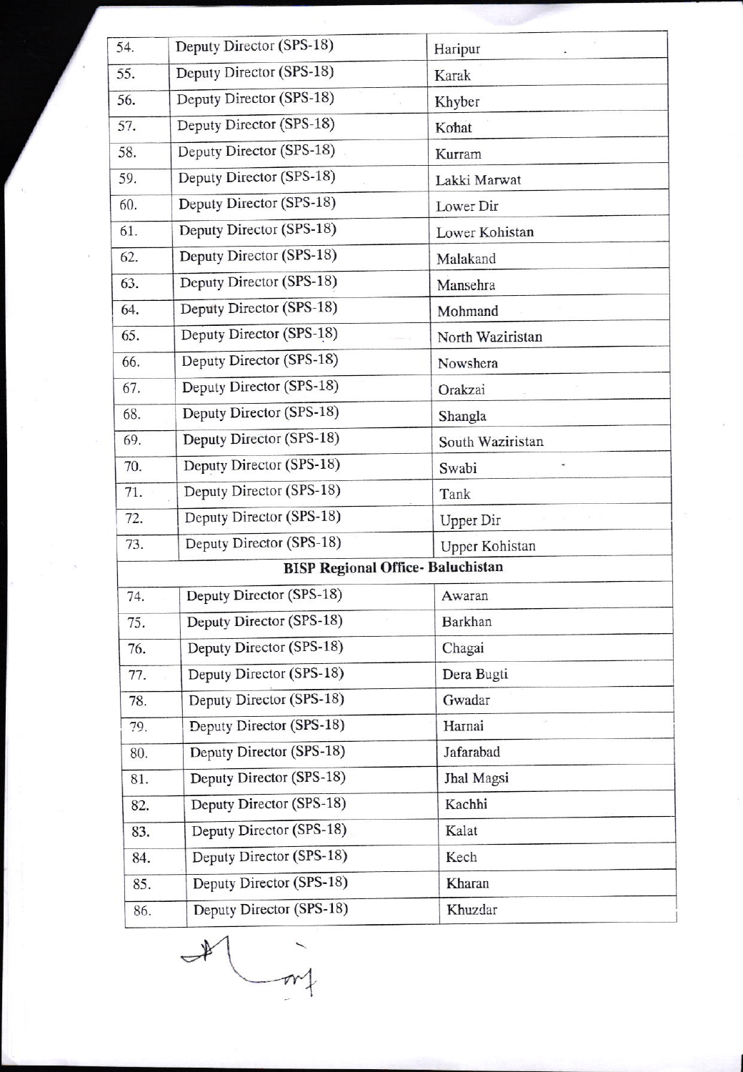| | | |
|---|---|---|
| 54. | Deputy Director (SPS-18) | Haripur |
| 55. | Deputy Director (SPS-18) | Karak |
| 56. | Deputy Director (SPS-18) | Khyber |
| 57. | Deputy Director (SPS-18) | Kohat |
| 58. | Deputy Director (SPS-18) | Kurram |
| 59. | Deputy Director (SPS-18) | Lakki Marwat |
| 60. | Deputy Director (SPS-18) | Lower Dir |
| 61. | Deputy Director (SPS-18) | Lower Kohistan |
| 62. | Deputy Director (SPS-18) | Malakand |
| 63. | Deputy Director (SPS-18) | Mansehra |
| 64. | Deputy Director (SPS-18) | Mohmand |
| 65. | Deputy Director (SPS-18) | North Waziristan |
| 66. | Deputy Director (SPS-18) | Nowshera |
| 67. | Deputy Director (SPS-18) | Orakzai |
| 68. | Deputy Director (SPS-18) | Shangla |
| 69. | Deputy Director (SPS-18) | South Waziristan |
| 70. | Deputy Director (SPS-18) | Swabi |
| 71. | Deputy Director (SPS-18) | Tank |
| 72. | Deputy Director (SPS-18) | Upper Dir |
| 73. | Deputy Director (SPS-18) | Upper Kohistan |
| | **BISP Regional Office- Baluchistan** | |
| 74. | Deputy Director (SPS-18) | Awaran |
| 75. | Deputy Director (SPS-18) | Barkhan |
| 76. | Deputy Director (SPS-18) | Chagai |
| 77. | Deputy Director (SPS-18) | Dera Bugti |
| 78. | Deputy Director (SPS-18) | Gwadar |
| 79. | Deputy Director (SPS-18) | Harnai |
| 80. | Deputy Director (SPS-18) | Jafarabad |
| 81. | Deputy Director (SPS-18) | Jhal Magsi |
| 82. | Deputy Director (SPS-18) | Kachhi |
| 83. | Deputy Director (SPS-18) | Kalat |
| 84. | Deputy Director (SPS-18) | Kech |
| 85. | Deputy Director (SPS-18) | Kharan |
| 86. | Deputy Director (SPS-18) | Khuzdar |